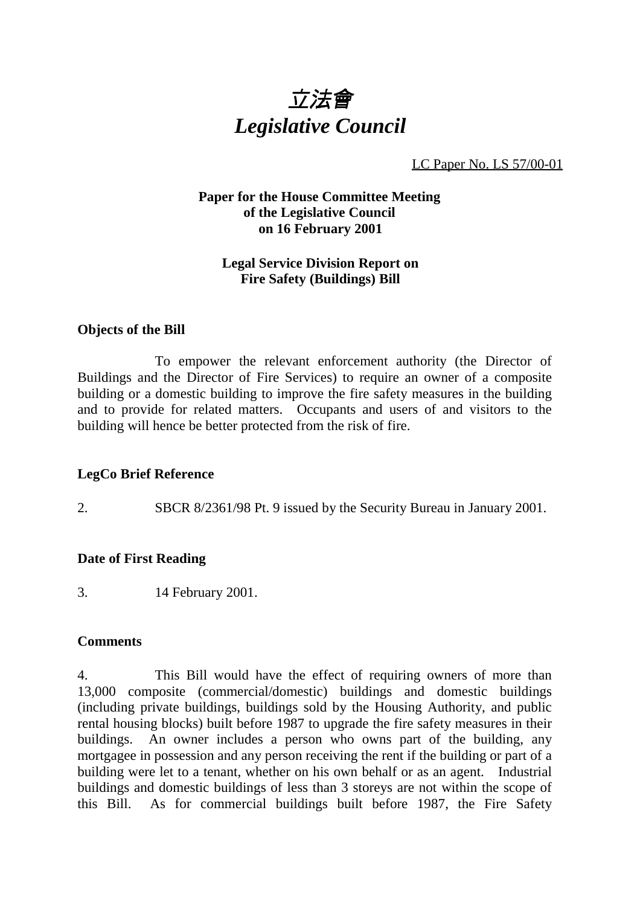# 立法會
# *Legislative Council*

LC Paper No. LS 57/00-01

**Paper for the House Committee Meeting of the Legislative Council on 16 February 2001**

**Legal Service Division Report on Fire Safety (Buildings) Bill**

### Objects of the Bill

To empower the relevant enforcement authority (the Director of Buildings and the Director of Fire Services) to require an owner of a composite building or a domestic building to improve the fire safety measures in the building and to provide for related matters. Occupants and users of and visitors to the building will hence be better protected from the risk of fire.

### LegCo Brief Reference

2. SBCR 8/2361/98 Pt. 9 issued by the Security Bureau in January 2001.

### Date of First Reading

3. 14 February 2001.

### Comments

4. This Bill would have the effect of requiring owners of more than 13,000 composite (commercial/domestic) buildings and domestic buildings (including private buildings, buildings sold by the Housing Authority, and public rental housing blocks) built before 1987 to upgrade the fire safety measures in their buildings. An owner includes a person who owns part of the building, any mortgagee in possession and any person receiving the rent if the building or part of a building were let to a tenant, whether on his own behalf or as an agent. Industrial buildings and domestic buildings of less than 3 storeys are not within the scope of this Bill. As for commercial buildings built before 1987, the Fire Safety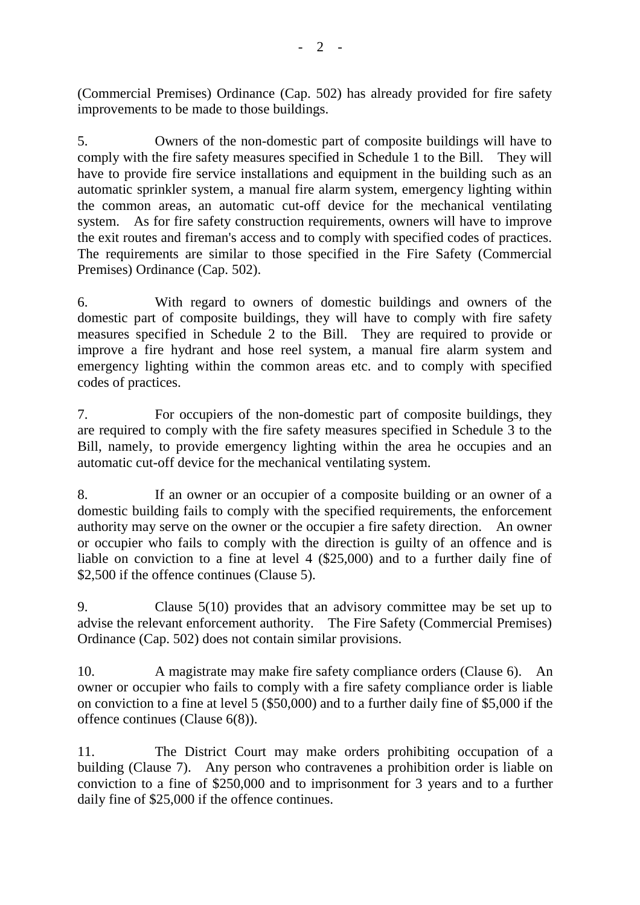(Commercial Premises) Ordinance (Cap. 502) has already provided for fire safety improvements to be made to those buildings.

5. Owners of the non-domestic part of composite buildings will have to comply with the fire safety measures specified in Schedule 1 to the Bill. They will have to provide fire service installations and equipment in the building such as an automatic sprinkler system, a manual fire alarm system, emergency lighting within the common areas, an automatic cut-off device for the mechanical ventilating system. As for fire safety construction requirements, owners will have to improve the exit routes and fireman's access and to comply with specified codes of practices. The requirements are similar to those specified in the Fire Safety (Commercial Premises) Ordinance (Cap. 502).

6. With regard to owners of domestic buildings and owners of the domestic part of composite buildings, they will have to comply with fire safety measures specified in Schedule 2 to the Bill. They are required to provide or improve a fire hydrant and hose reel system, a manual fire alarm system and emergency lighting within the common areas etc. and to comply with specified codes of practices.

7. For occupiers of the non-domestic part of composite buildings, they are required to comply with the fire safety measures specified in Schedule 3 to the Bill, namely, to provide emergency lighting within the area he occupies and an automatic cut-off device for the mechanical ventilating system.

8. If an owner or an occupier of a composite building or an owner of a domestic building fails to comply with the specified requirements, the enforcement authority may serve on the owner or the occupier a fire safety direction. An owner or occupier who fails to comply with the direction is guilty of an offence and is liable on conviction to a fine at level 4 ($25,000) and to a further daily fine of $2,500 if the offence continues (Clause 5).

9. Clause 5(10) provides that an advisory committee may be set up to advise the relevant enforcement authority. The Fire Safety (Commercial Premises) Ordinance (Cap. 502) does not contain similar provisions.

10. A magistrate may make fire safety compliance orders (Clause 6). An owner or occupier who fails to comply with a fire safety compliance order is liable on conviction to a fine at level 5 ($50,000) and to a further daily fine of $5,000 if the offence continues (Clause 6(8)).

11. The District Court may make orders prohibiting occupation of a building (Clause 7). Any person who contravenes a prohibition order is liable on conviction to a fine of $250,000 and to imprisonment for 3 years and to a further daily fine of $25,000 if the offence continues.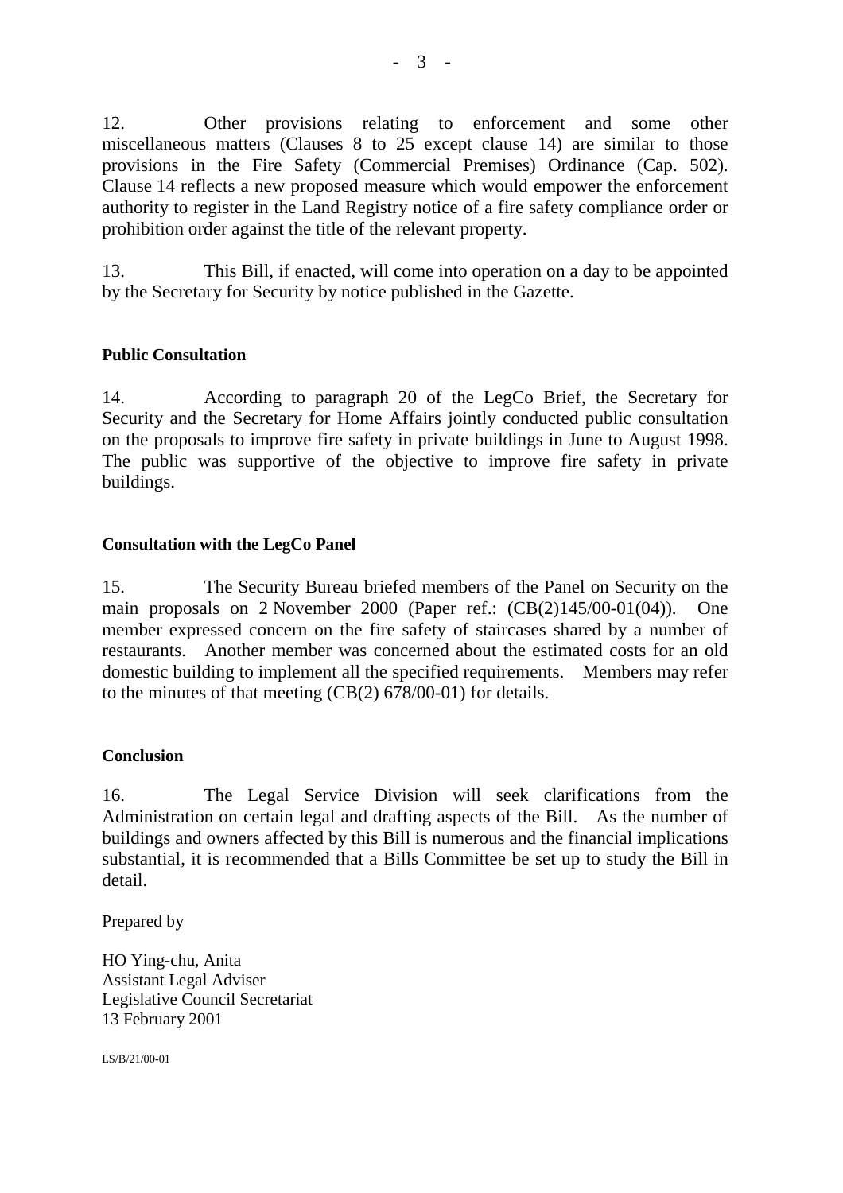12. Other provisions relating to enforcement and some other miscellaneous matters (Clauses 8 to 25 except clause 14) are similar to those provisions in the Fire Safety (Commercial Premises) Ordinance (Cap. 502). Clause 14 reflects a new proposed measure which would empower the enforcement authority to register in the Land Registry notice of a fire safety compliance order or prohibition order against the title of the relevant property.

13. This Bill, if enacted, will come into operation on a day to be appointed by the Secretary for Security by notice published in the Gazette.

**Public Consultation**

14. According to paragraph 20 of the LegCo Brief, the Secretary for Security and the Secretary for Home Affairs jointly conducted public consultation on the proposals to improve fire safety in private buildings in June to August 1998. The public was supportive of the objective to improve fire safety in private buildings.

**Consultation with the LegCo Panel**

15. The Security Bureau briefed members of the Panel on Security on the main proposals on 2 November 2000 (Paper ref.: (CB(2)145/00-01(04)). One member expressed concern on the fire safety of staircases shared by a number of restaurants. Another member was concerned about the estimated costs for an old domestic building to implement all the specified requirements. Members may refer to the minutes of that meeting (CB(2) 678/00-01) for details.

**Conclusion**

16. The Legal Service Division will seek clarifications from the Administration on certain legal and drafting aspects of the Bill. As the number of buildings and owners affected by this Bill is numerous and the financial implications substantial, it is recommended that a Bills Committee be set up to study the Bill in detail.

Prepared by

HO Ying-chu, Anita
Assistant Legal Adviser
Legislative Council Secretariat
13 February 2001

LS/B/21/00-01